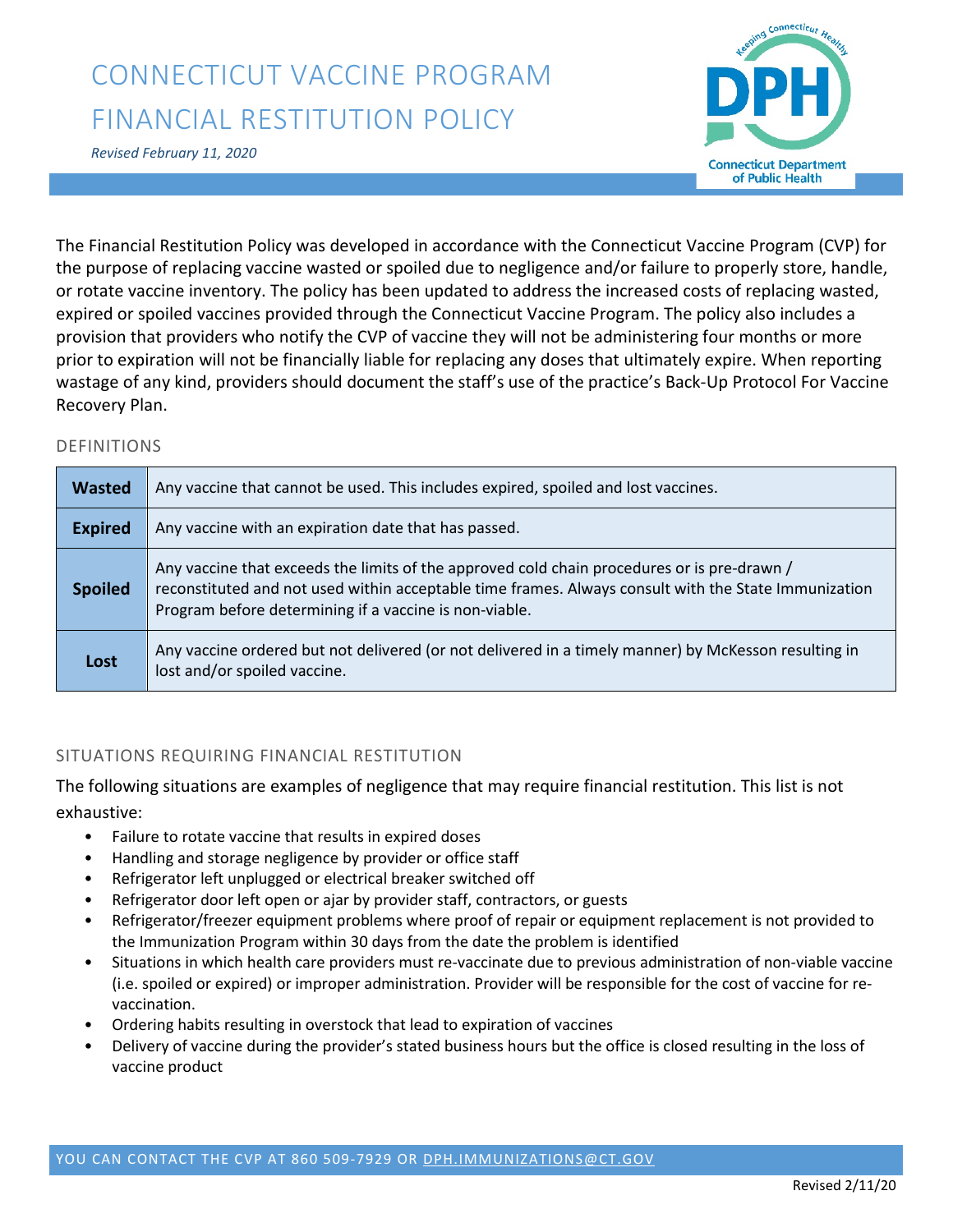# CONNECTICUT VACCINE PROGRAM FINANCIAL RESTITUTION POLICY

*Revised February 11, 2020*

The Financial Restitution Policy was developed in accordance with the Connecticut Vaccine Program (CVP) for the purpose of replacing vaccine wasted or spoiled due to negligence and/or failure to properly store, handle, or rotate vaccine inventory. The policy has been updated to address the increased costs of replacing wasted, expired or spoiled vaccines provided through the Connecticut Vaccine Program. The policy also includes a provision that providers who notify the CVP of vaccine they will not be administering four months or more prior to expiration will not be financially liable for replacing any doses that ultimately expire. When reporting wastage of any kind, providers should document the staff's use of the practice's Back-Up Protocol For Vaccine Recovery Plan.

## DEFINITIONS

| | |
|---|---|
| **Wasted** | Any vaccine that cannot be used. This includes expired, spoiled and lost vaccines. |
| **Expired** | Any vaccine with an expiration date that has passed. |
| **Spoiled** | Any vaccine that exceeds the limits of the approved cold chain procedures or is pre-drawn / reconstituted and not used within acceptable time frames. Always consult with the State Immunization Program before determining if a vaccine is non-viable. |
| **Lost** | Any vaccine ordered but not delivered (or not delivered in a timely manner) by McKesson resulting in lost and/or spoiled vaccine. |

## SITUATIONS REQUIRING FINANCIAL RESTITUTION

The following situations are examples of negligence that may require financial restitution. This list is not exhaustive:

- Failure to rotate vaccine that results in expired doses
- Handling and storage negligence by provider or office staff
- Refrigerator left unplugged or electrical breaker switched off
- Refrigerator door left open or ajar by provider staff, contractors, or guests
- Refrigerator/freezer equipment problems where proof of repair or equipment replacement is not provided to the Immunization Program within 30 days from the date the problem is identified
- Situations in which health care providers must re-vaccinate due to previous administration of non-viable vaccine (i.e. spoiled or expired) or improper administration. Provider will be responsible for the cost of vaccine for re-vaccination.
- Ordering habits resulting in overstock that lead to expiration of vaccines
- Delivery of vaccine during the provider's stated business hours but the office is closed resulting in the loss of vaccine product

YOU CAN CONTACT THE CVP AT 860 509-7929 OR DPH.IMMUNIZATIONS@CT.GOV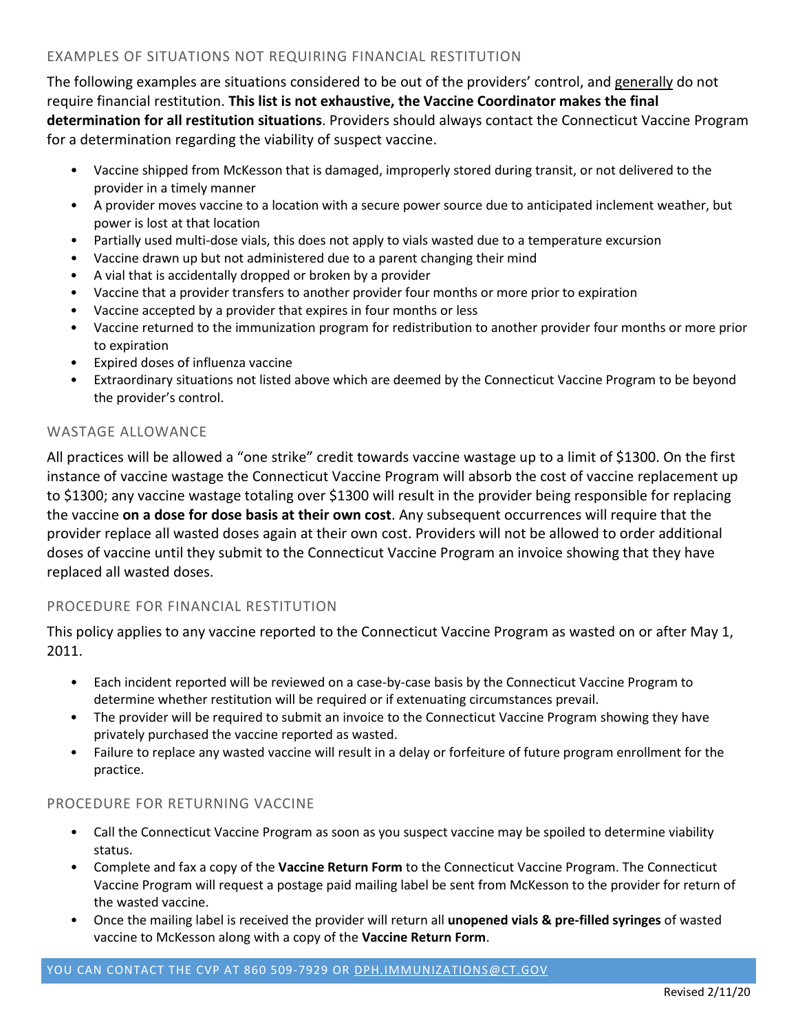## EXAMPLES OF SITUATIONS NOT REQUIRING FINANCIAL RESTITUTION

The following examples are situations considered to be out of the providers' control, and generally do not require financial restitution. **This list is not exhaustive, the Vaccine Coordinator makes the final determination for all restitution situations**. Providers should always contact the Connecticut Vaccine Program for a determination regarding the viability of suspect vaccine.

- Vaccine shipped from McKesson that is damaged, improperly stored during transit, or not delivered to the provider in a timely manner
- A provider moves vaccine to a location with a secure power source due to anticipated inclement weather, but power is lost at that location
- Partially used multi-dose vials, this does not apply to vials wasted due to a temperature excursion
- Vaccine drawn up but not administered due to a parent changing their mind
- A vial that is accidentally dropped or broken by a provider
- Vaccine that a provider transfers to another provider four months or more prior to expiration
- Vaccine accepted by a provider that expires in four months or less
- Vaccine returned to the immunization program for redistribution to another provider four months or more prior to expiration
- Expired doses of influenza vaccine
- Extraordinary situations not listed above which are deemed by the Connecticut Vaccine Program to be beyond the provider's control.

## WASTAGE ALLOWANCE

All practices will be allowed a "one strike" credit towards vaccine wastage up to a limit of $1300. On the first instance of vaccine wastage the Connecticut Vaccine Program will absorb the cost of vaccine replacement up to $1300; any vaccine wastage totaling over $1300 will result in the provider being responsible for replacing the vaccine **on a dose for dose basis at their own cost**. Any subsequent occurrences will require that the provider replace all wasted doses again at their own cost. Providers will not be allowed to order additional doses of vaccine until they submit to the Connecticut Vaccine Program an invoice showing that they have replaced all wasted doses.

## PROCEDURE FOR FINANCIAL RESTITUTION

This policy applies to any vaccine reported to the Connecticut Vaccine Program as wasted on or after May 1, 2011.

- Each incident reported will be reviewed on a case-by-case basis by the Connecticut Vaccine Program to determine whether restitution will be required or if extenuating circumstances prevail.
- The provider will be required to submit an invoice to the Connecticut Vaccine Program showing they have privately purchased the vaccine reported as wasted.
- Failure to replace any wasted vaccine will result in a delay or forfeiture of future program enrollment for the practice.

## PROCEDURE FOR RETURNING VACCINE

- Call the Connecticut Vaccine Program as soon as you suspect vaccine may be spoiled to determine viability status.
- Complete and fax a copy of the **Vaccine Return Form** to the Connecticut Vaccine Program. The Connecticut Vaccine Program will request a postage paid mailing label be sent from McKesson to the provider for return of the wasted vaccine.
- Once the mailing label is received the provider will return all **unopened vials & pre-filled syringes** of wasted vaccine to McKesson along with a copy of the **Vaccine Return Form**.

YOU CAN CONTACT THE CVP AT 860 509-7929 OR DPH.IMMUNIZATIONS@CT.GOV

Revised 2/11/20